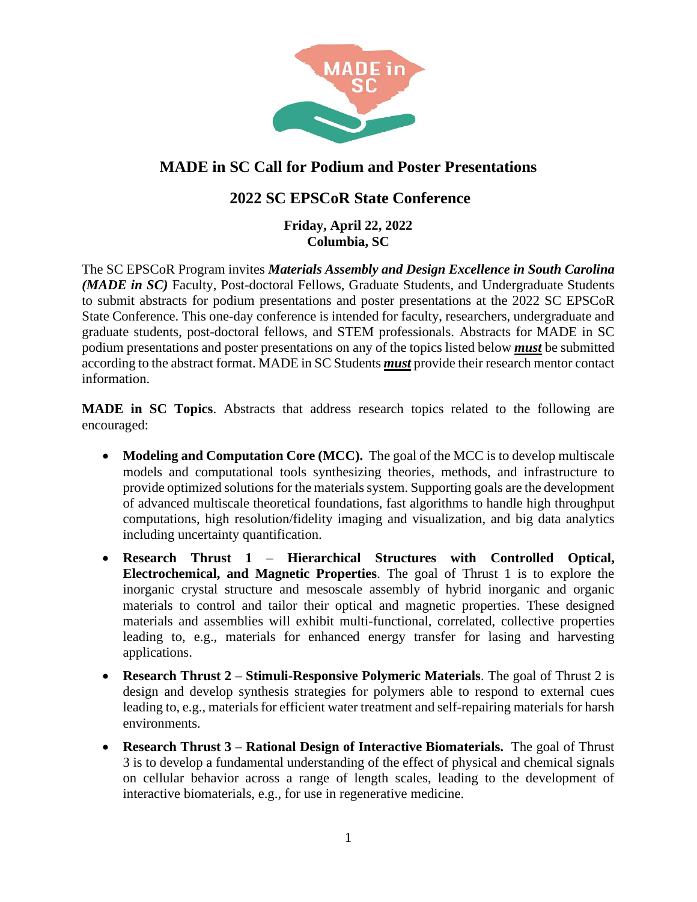# MADE in SC Call for Podium and Poster Presentations

## 2022 SC EPSCoR State Conference

**Friday, April 22, 2022**
**Columbia, SC**

The SC EPSCoR Program invites ***Materials Assembly and Design Excellence in South Carolina (MADE in SC)*** Faculty, Post-doctoral Fellows, Graduate Students, and Undergraduate Students to submit abstracts for podium presentations and poster presentations at the 2022 SC EPSCoR State Conference. This one-day conference is intended for faculty, researchers, undergraduate and graduate students, post-doctoral fellows, and STEM professionals. Abstracts for MADE in SC podium presentations and poster presentations on any of the topics listed below ***must*** be submitted according to the abstract format. MADE in SC Students ***must*** provide their research mentor contact information.

**MADE in SC Topics**. Abstracts that address research topics related to the following are encouraged:

- **Modeling and Computation Core (MCC).** The goal of the MCC is to develop multiscale models and computational tools synthesizing theories, methods, and infrastructure to provide optimized solutions for the materials system. Supporting goals are the development of advanced multiscale theoretical foundations, fast algorithms to handle high throughput computations, high resolution/fidelity imaging and visualization, and big data analytics including uncertainty quantification.
- **Research Thrust 1 – Hierarchical Structures with Controlled Optical, Electrochemical, and Magnetic Properties**. The goal of Thrust 1 is to explore the inorganic crystal structure and mesoscale assembly of hybrid inorganic and organic materials to control and tailor their optical and magnetic properties. These designed materials and assemblies will exhibit multi-functional, correlated, collective properties leading to, e.g., materials for enhanced energy transfer for lasing and harvesting applications.
- **Research Thrust 2 – Stimuli-Responsive Polymeric Materials**. The goal of Thrust 2 is design and develop synthesis strategies for polymers able to respond to external cues leading to, e.g., materials for efficient water treatment and self-repairing materials for harsh environments.
- **Research Thrust 3 – Rational Design of Interactive Biomaterials.** The goal of Thrust 3 is to develop a fundamental understanding of the effect of physical and chemical signals on cellular behavior across a range of length scales, leading to the development of interactive biomaterials, e.g., for use in regenerative medicine.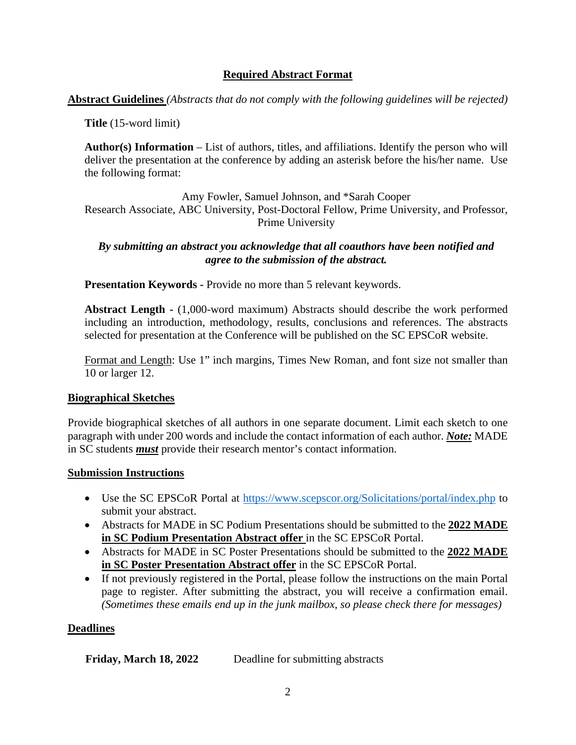## Required Abstract Format

**Abstract Guidelines** *(Abstracts that do not comply with the following guidelines will be rejected)*

**Title** (15-word limit)

**Author(s) Information** – List of authors, titles, and affiliations. Identify the person who will deliver the presentation at the conference by adding an asterisk before the his/her name. Use the following format:

Amy Fowler, Samuel Johnson, and *Sarah Cooper
Research Associate, ABC University, Post-Doctoral Fellow, Prime University, and Professor, Prime University

***By submitting an abstract you acknowledge that all coauthors have been notified and agree to the submission of the abstract.***

**Presentation Keywords -** Provide no more than 5 relevant keywords.

**Abstract Length -** (1,000-word maximum) Abstracts should describe the work performed including an introduction, methodology, results, conclusions and references. The abstracts selected for presentation at the Conference will be published on the SC EPSCoR website.

<u>Format and Length</u>: Use 1" inch margins, Times New Roman, and font size not smaller than 10 or larger 12.

**Biographical Sketches**

Provide biographical sketches of all authors in one separate document. Limit each sketch to one paragraph with under 200 words and include the contact information of each author. ***Note:*** MADE in SC students ***must*** provide their research mentor's contact information.

**Submission Instructions**

- Use the SC EPSCoR Portal at https://www.scepscor.org/Solicitations/portal/index.php to submit your abstract.
- Abstracts for MADE in SC Podium Presentations should be submitted to the **2022 MADE in SC Podium Presentation Abstract offer** in the SC EPSCoR Portal.
- Abstracts for MADE in SC Poster Presentations should be submitted to the **2022 MADE in SC Poster Presentation Abstract offer** in the SC EPSCoR Portal.
- If not previously registered in the Portal, please follow the instructions on the main Portal page to register. After submitting the abstract, you will receive a confirmation email. *(Sometimes these emails end up in the junk mailbox, so please check there for messages)*

**Deadlines**

**Friday, March 18, 2022** Deadline for submitting abstracts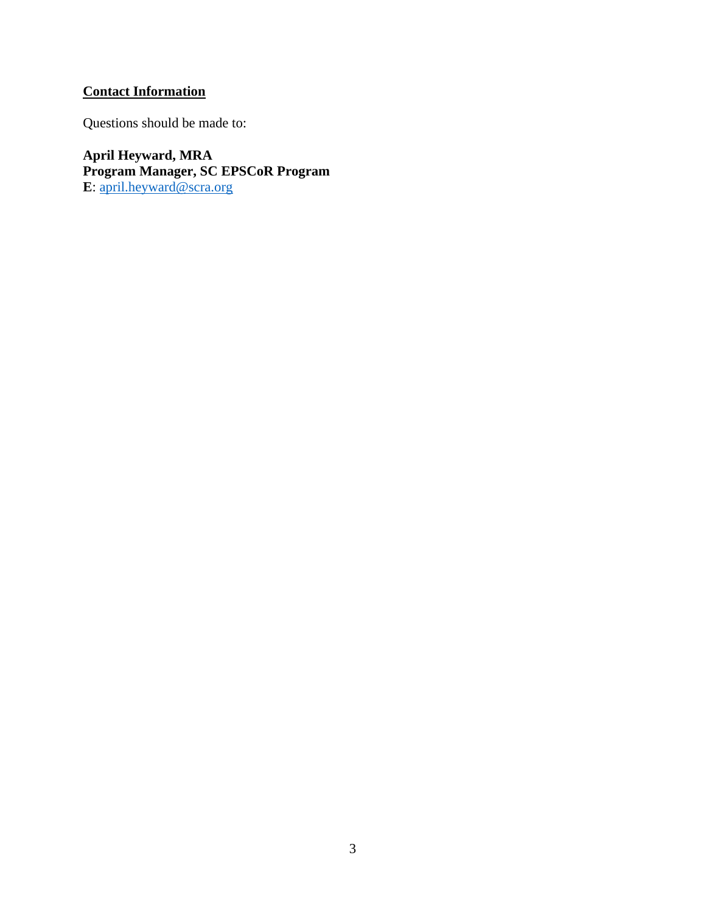**Contact Information**

Questions should be made to:

**April Heyward, MRA**
**Program Manager, SC EPSCoR Program**
**E**: april.heyward@scra.org